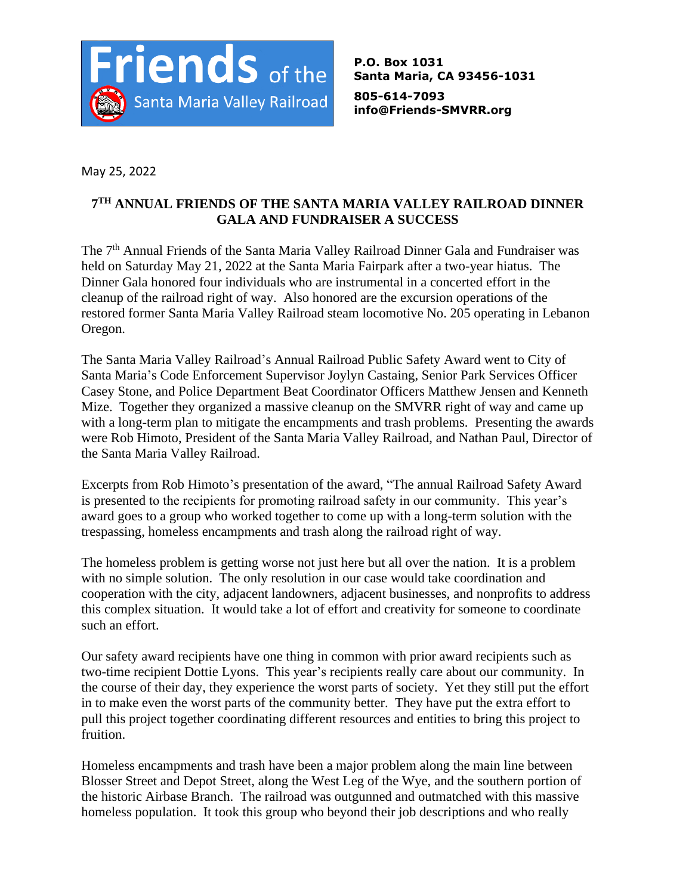**Friends of the Santa Maria Valley Railroad**

**P.O. Box 1031**
**Santa Maria, CA 93456-1031**

**805-614-7093**
**info@Friends-SMVRR.org**

May 25, 2022

## 7TH ANNUAL FRIENDS OF THE SANTA MARIA VALLEY RAILROAD DINNER GALA AND FUNDRAISER A SUCCESS

The 7th Annual Friends of the Santa Maria Valley Railroad Dinner Gala and Fundraiser was held on Saturday May 21, 2022 at the Santa Maria Fairpark after a two-year hiatus. The Dinner Gala honored four individuals who are instrumental in a concerted effort in the cleanup of the railroad right of way. Also honored are the excursion operations of the restored former Santa Maria Valley Railroad steam locomotive No. 205 operating in Lebanon Oregon.

The Santa Maria Valley Railroad's Annual Railroad Public Safety Award went to City of Santa Maria's Code Enforcement Supervisor Joylyn Castaing, Senior Park Services Officer Casey Stone, and Police Department Beat Coordinator Officers Matthew Jensen and Kenneth Mize. Together they organized a massive cleanup on the SMVRR right of way and came up with a long-term plan to mitigate the encampments and trash problems. Presenting the awards were Rob Himoto, President of the Santa Maria Valley Railroad, and Nathan Paul, Director of the Santa Maria Valley Railroad.

Excerpts from Rob Himoto's presentation of the award, "The annual Railroad Safety Award is presented to the recipients for promoting railroad safety in our community. This year's award goes to a group who worked together to come up with a long-term solution with the trespassing, homeless encampments and trash along the railroad right of way.

The homeless problem is getting worse not just here but all over the nation. It is a problem with no simple solution. The only resolution in our case would take coordination and cooperation with the city, adjacent landowners, adjacent businesses, and nonprofits to address this complex situation. It would take a lot of effort and creativity for someone to coordinate such an effort.

Our safety award recipients have one thing in common with prior award recipients such as two-time recipient Dottie Lyons. This year's recipients really care about our community. In the course of their day, they experience the worst parts of society. Yet they still put the effort in to make even the worst parts of the community better. They have put the extra effort to pull this project together coordinating different resources and entities to bring this project to fruition.

Homeless encampments and trash have been a major problem along the main line between Blosser Street and Depot Street, along the West Leg of the Wye, and the southern portion of the historic Airbase Branch. The railroad was outgunned and outmatched with this massive homeless population. It took this group who beyond their job descriptions and who really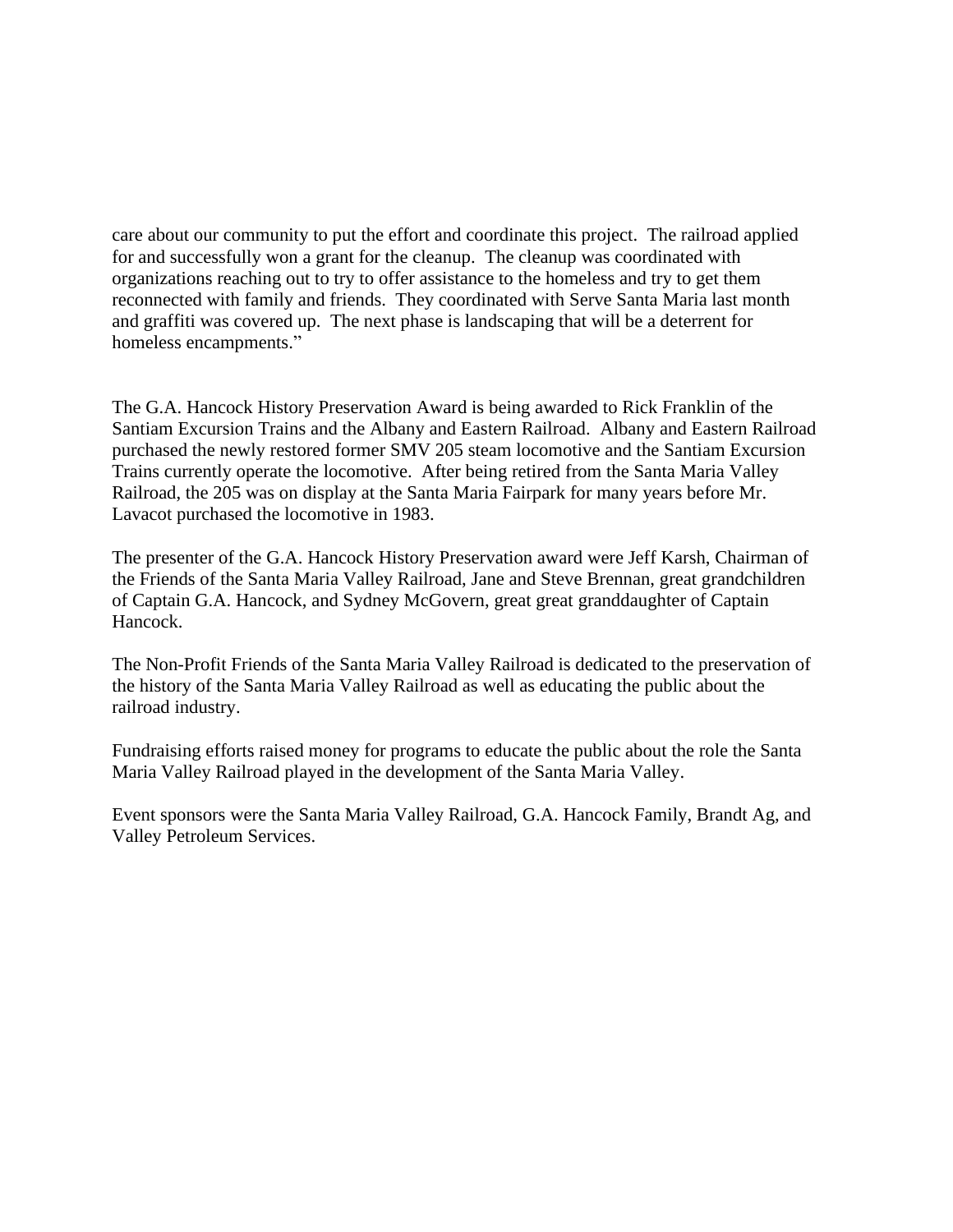care about our community to put the effort and coordinate this project. The railroad applied for and successfully won a grant for the cleanup. The cleanup was coordinated with organizations reaching out to try to offer assistance to the homeless and try to get them reconnected with family and friends. They coordinated with Serve Santa Maria last month and graffiti was covered up. The next phase is landscaping that will be a deterrent for homeless encampments."

The G.A. Hancock History Preservation Award is being awarded to Rick Franklin of the Santiam Excursion Trains and the Albany and Eastern Railroad. Albany and Eastern Railroad purchased the newly restored former SMV 205 steam locomotive and the Santiam Excursion Trains currently operate the locomotive. After being retired from the Santa Maria Valley Railroad, the 205 was on display at the Santa Maria Fairpark for many years before Mr. Lavacot purchased the locomotive in 1983.

The presenter of the G.A. Hancock History Preservation award were Jeff Karsh, Chairman of the Friends of the Santa Maria Valley Railroad, Jane and Steve Brennan, great grandchildren of Captain G.A. Hancock, and Sydney McGovern, great great granddaughter of Captain Hancock.

The Non-Profit Friends of the Santa Maria Valley Railroad is dedicated to the preservation of the history of the Santa Maria Valley Railroad as well as educating the public about the railroad industry.

Fundraising efforts raised money for programs to educate the public about the role the Santa Maria Valley Railroad played in the development of the Santa Maria Valley.

Event sponsors were the Santa Maria Valley Railroad, G.A. Hancock Family, Brandt Ag, and Valley Petroleum Services.